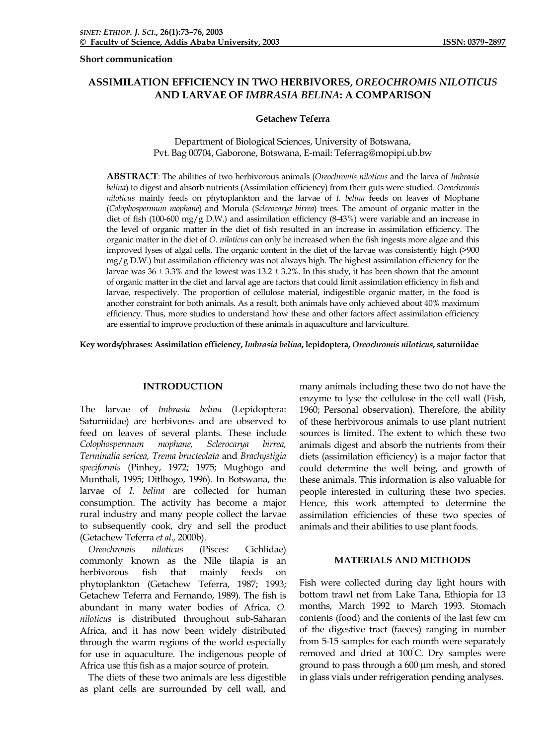**Short communication**

# ASSIMILATION EFFICIENCY IN TWO HERBIVORES, *OREOCHROMIS NILOTICUS* AND LARVAE OF *IMBRASIA BELINA*: A COMPARISON

**Getachew Teferra**

Department of Biological Sciences, University of Botswana, Pvt. Bag 00704, Gaborone, Botswana, E-mail: Teferrag@mopipi.ub.bw

**ABSTRACT**: The abilities of two herbivorous animals (*Oreochromis niloticus* and the larva of *Imbrasia belina*) to digest and absorb nutrients (Assimilation efficiency) from their guts were studied. *Oreochromis niloticus* mainly feeds on phytoplankton and the larvae of *I. belina* feeds on leaves of Mophane (*Colophospermum mophane*) and Morula (*Sclerocarya birrea*) trees. The amount of organic matter in the diet of fish (100-600 mg/g D.W.) and assimilation efficiency (8-43%) were variable and an increase in the level of organic matter in the diet of fish resulted in an increase in assimilation efficiency. The organic matter in the diet of *O. niloticus* can only be increased when the fish ingests more algae and this improved lyses of algal cells. The organic content in the diet of the larvae was consistently high (>900 mg/g D.W.) but assimilation efficiency was not always high. The highest assimilation efficiency for the larvae was 36 ± 3.3% and the lowest was 13.2 ± 3.2%. In this study, it has been shown that the amount of organic matter in the diet and larval age are factors that could limit assimilation efficiency in fish and larvae, respectively. The proportion of cellulose material, indigestible organic matter, in the food is another constraint for both animals. As a result, both animals have only achieved about 40% maximum efficiency. Thus, more studies to understand how these and other factors affect assimilation efficiency are essential to improve production of these animals in aquaculture and larviculture.

**Key words/phrases: Assimilation efficiency, *Imbrasia belina*, lepidoptera, *Oreochromis niloticus*, saturniidae**

## INTRODUCTION

The larvae of *Imbrasia belina* (Lepidoptera: Saturniidae) are herbivores and are observed to feed on leaves of several plants. These include *Colophospermum mophane, Sclerocarya birrea, Terminalia sericea, Trema bructeolata* and *Brachystigia speciformis* (Pinhey, 1972; 1975; Mughogo and Munthali, 1995; Ditlhogo, 1996). In Botswana, the larvae of *I. belina* are collected for human consumption. The activity has become a major rural industry and many people collect the larvae to subsequently cook, dry and sell the product (Getachew Teferra *et al.,* 2000b).

*Oreochromis niloticus* (Pisces: Cichlidae) commonly known as the Nile tilapia is an herbivorous fish that mainly feeds on phytoplankton (Getachew Teferra, 1987; 1993; Getachew Teferra and Fernando, 1989). The fish is abundant in many water bodies of Africa. *O. niloticus* is distributed throughout sub-Saharan Africa, and it has now been widely distributed through the warm regions of the world especially for use in aquaculture. The indigenous people of Africa use this fish as a major source of protein.

The diets of these two animals are less digestible as plant cells are surrounded by cell wall, and many animals including these two do not have the enzyme to lyse the cellulose in the cell wall (Fish, 1960; Personal observation). Therefore, the ability of these herbivorous animals to use plant nutrient sources is limited. The extent to which these two animals digest and absorb the nutrients from their diets (assimilation efficiency) is a major factor that could determine the well being, and growth of these animals. This information is also valuable for people interested in culturing these two species. Hence, this work attempted to determine the assimilation efficiencies of these two species of animals and their abilities to use plant foods.

## MATERIALS AND METHODS

Fish were collected during day light hours with bottom trawl net from Lake Tana, Ethiopia for 13 months, March 1992 to March 1993. Stomach contents (food) and the contents of the last few cm of the digestive tract (faeces) ranging in number from 5-15 samples for each month were separately removed and dried at 100°C. Dry samples were ground to pass through a 600 μm mesh, and stored in glass vials under refrigeration pending analyses.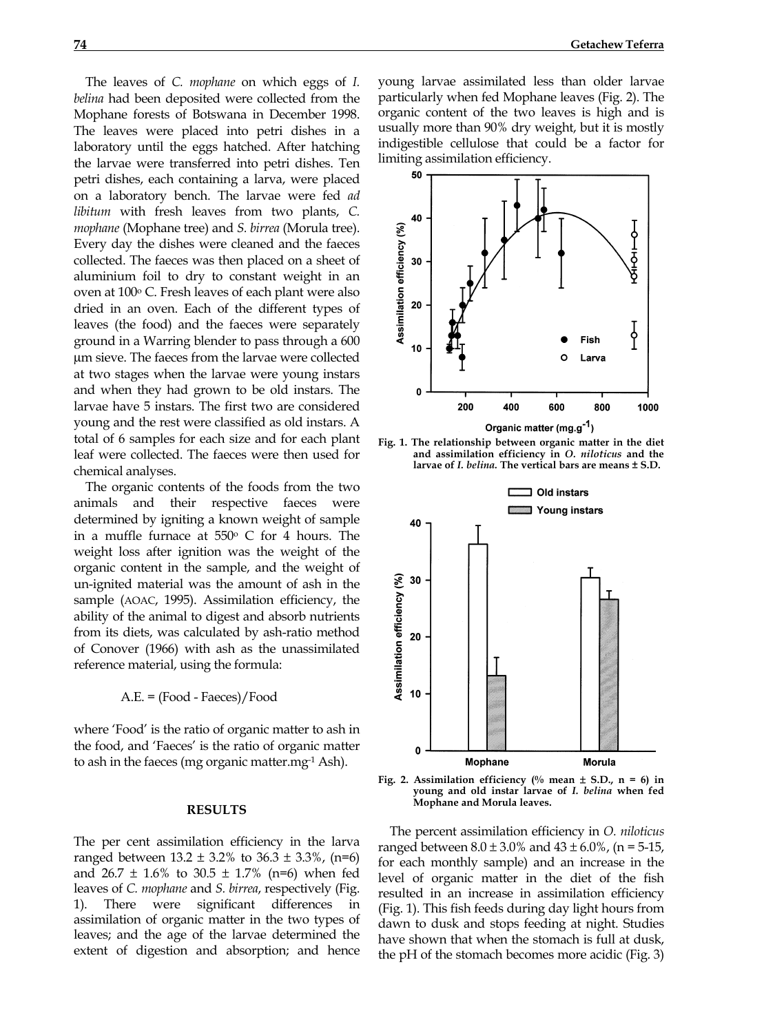The leaves of *C. mophane* on which eggs of *I. belina* had been deposited were collected from the Mophane forests of Botswana in December 1998. The leaves were placed into petri dishes in a laboratory until the eggs hatched. After hatching the larvae were transferred into petri dishes. Ten petri dishes, each containing a larva, were placed on a laboratory bench. The larvae were fed *ad libitum* with fresh leaves from two plants, *C. mophane* (Mophane tree) and *S. birrea* (Morula tree). Every day the dishes were cleaned and the faeces collected. The faeces was then placed on a sheet of aluminium foil to dry to constant weight in an oven at 100° C. Fresh leaves of each plant were also dried in an oven. Each of the different types of leaves (the food) and the faeces were separately ground in a Warring blender to pass through a 600 µm sieve. The faeces from the larvae were collected at two stages when the larvae were young instars and when they had grown to be old instars. The larvae have 5 instars. The first two are considered young and the rest were classified as old instars. A total of 6 samples for each size and for each plant leaf were collected. The faeces were then used for chemical analyses.

The organic contents of the foods from the two animals and their respective faeces were determined by igniting a known weight of sample in a muffle furnace at 550° C for 4 hours. The weight loss after ignition was the weight of the organic content in the sample, and the weight of un-ignited material was the amount of ash in the sample (AOAC, 1995). Assimilation efficiency, the ability of the animal to digest and absorb nutrients from its diets, was calculated by ash-ratio method of Conover (1966) with ash as the unassimilated reference material, using the formula:

$$A.E. = (Food - Faeces)/Food$$

where 'Food' is the ratio of organic matter to ash in the food, and 'Faeces' is the ratio of organic matter to ash in the faeces (mg organic matter.$mg^{-1}$ Ash).

## RESULTS

The per cent assimilation efficiency in the larva ranged between 13.2 ± 3.2% to 36.3 ± 3.3%, (n=6) and 26.7 ± 1.6% to 30.5 ± 1.7% (n=6) when fed leaves of *C. mophane* and *S. birrea*, respectively (Fig. 1). There were significant differences in assimilation of organic matter in the two types of leaves; and the age of the larvae determined the extent of digestion and absorption; and hence young larvae assimilated less than older larvae particularly when fed Mophane leaves (Fig. 2). The organic content of the two leaves is high and is usually more than 90% dry weight, but it is mostly indigestible cellulose that could be a factor for limiting assimilation efficiency.

**Fig. 1. The relationship between organic matter in the diet and assimilation efficiency in *O. niloticus* and the larvae of *I. belina*. The vertical bars are means ± S.D.**

**Fig. 2. Assimilation efficiency (% mean ± S.D., n = 6) in young and old instar larvae of *I. belina* when fed Mophane and Morula leaves.**

The percent assimilation efficiency in *O. niloticus* ranged between 8.0 ± 3.0% and 43 ± 6.0%, (n = 5-15, for each monthly sample) and an increase in the level of organic matter in the diet of the fish resulted in an increase in assimilation efficiency (Fig. 1). This fish feeds during day light hours from dawn to dusk and stops feeding at night. Studies have shown that when the stomach is full at dusk, the pH of the stomach becomes more acidic (Fig. 3)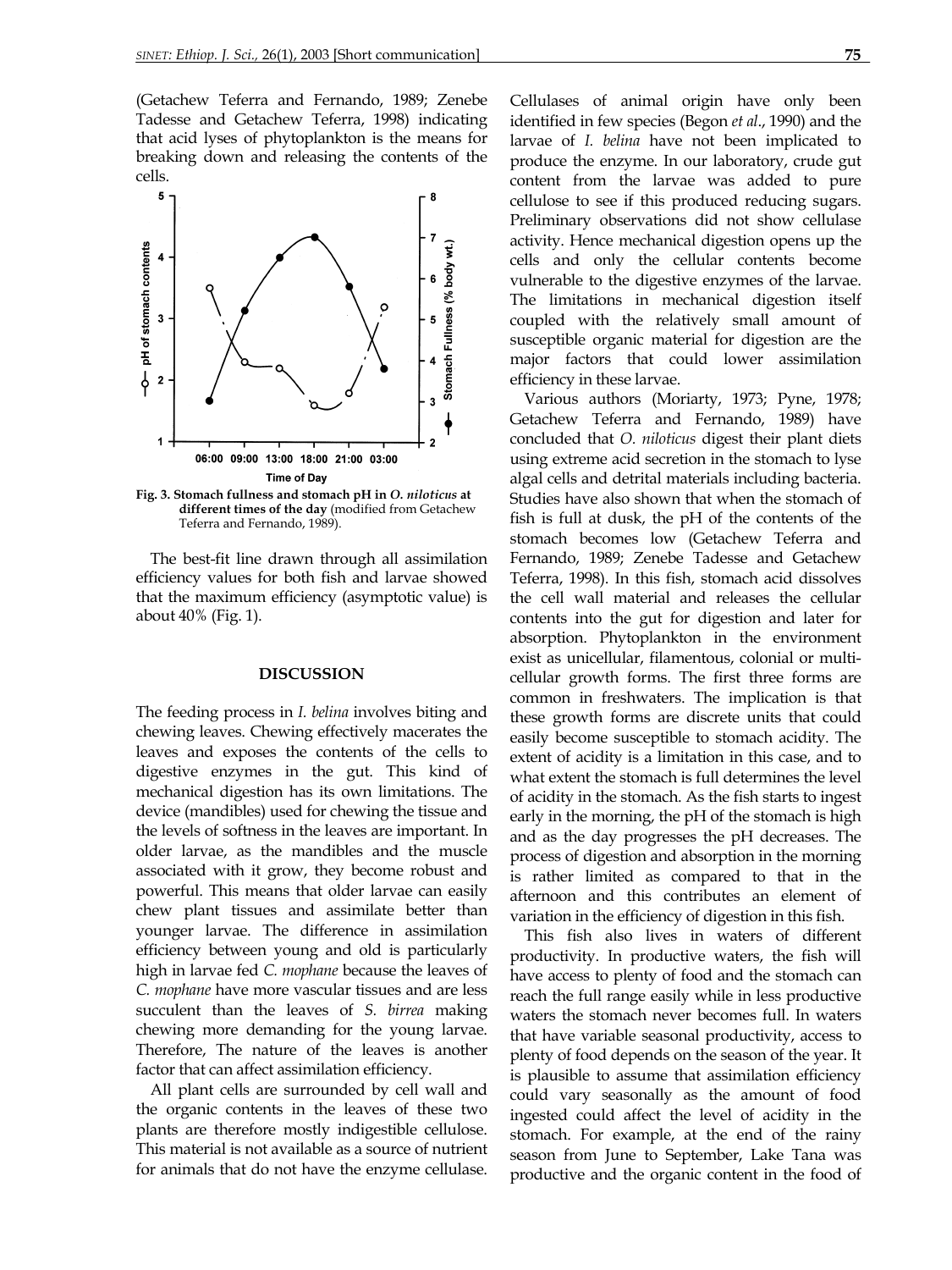(Getachew Teferra and Fernando, 1989; Zenebe Tadesse and Getachew Teferra, 1998) indicating that acid lyses of phytoplankton is the means for breaking down and releasing the contents of the cells.

pH of stomach contents

Stomach Fullness (% body wt.)

5
4
3
2
1

8
7
6
5
4
3
2

06:00 09:00 13:00 18:00 21:00 03:00

Time of Day

**Fig. 3. Stomach fullness and stomach pH in *O. niloticus* at different times of the day** (modified from Getachew Teferra and Fernando, 1989).

The best-fit line drawn through all assimilation efficiency values for both fish and larvae showed that the maximum efficiency (asymptotic value) is about 40% (Fig. 1).

## DISCUSSION

The feeding process in *I. belina* involves biting and chewing leaves. Chewing effectively macerates the leaves and exposes the contents of the cells to digestive enzymes in the gut. This kind of mechanical digestion has its own limitations. The device (mandibles) used for chewing the tissue and the levels of softness in the leaves are important. In older larvae, as the mandibles and the muscle associated with it grow, they become robust and powerful. This means that older larvae can easily chew plant tissues and assimilate better than younger larvae. The difference in assimilation efficiency between young and old is particularly high in larvae fed *C. mophane* because the leaves of *C. mophane* have more vascular tissues and are less succulent than the leaves of *S. birrea* making chewing more demanding for the young larvae. Therefore, The nature of the leaves is another factor that can affect assimilation efficiency.

All plant cells are surrounded by cell wall and the organic contents in the leaves of these two plants are therefore mostly indigestible cellulose. This material is not available as a source of nutrient for animals that do not have the enzyme cellulase. Cellulases of animal origin have only been identified in few species (Begon *et al*., 1990) and the larvae of *I. belina* have not been implicated to produce the enzyme. In our laboratory, crude gut content from the larvae was added to pure cellulose to see if this produced reducing sugars. Preliminary observations did not show cellulase activity. Hence mechanical digestion opens up the cells and only the cellular contents become vulnerable to the digestive enzymes of the larvae. The limitations in mechanical digestion itself coupled with the relatively small amount of susceptible organic material for digestion are the major factors that could lower assimilation efficiency in these larvae.

Various authors (Moriarty, 1973; Pyne, 1978; Getachew Teferra and Fernando, 1989) have concluded that *O. niloticus* digest their plant diets using extreme acid secretion in the stomach to lyse algal cells and detrital materials including bacteria. Studies have also shown that when the stomach of fish is full at dusk, the pH of the contents of the stomach becomes low (Getachew Teferra and Fernando, 1989; Zenebe Tadesse and Getachew Teferra, 1998). In this fish, stomach acid dissolves the cell wall material and releases the cellular contents into the gut for digestion and later for absorption. Phytoplankton in the environment exist as unicellular, filamentous, colonial or multicellular growth forms. The first three forms are common in freshwaters. The implication is that these growth forms are discrete units that could easily become susceptible to stomach acidity. The extent of acidity is a limitation in this case, and to what extent the stomach is full determines the level of acidity in the stomach. As the fish starts to ingest early in the morning, the pH of the stomach is high and as the day progresses the pH decreases. The process of digestion and absorption in the morning is rather limited as compared to that in the afternoon and this contributes an element of variation in the efficiency of digestion in this fish.

This fish also lives in waters of different productivity. In productive waters, the fish will have access to plenty of food and the stomach can reach the full range easily while in less productive waters the stomach never becomes full. In waters that have variable seasonal productivity, access to plenty of food depends on the season of the year. It is plausible to assume that assimilation efficiency could vary seasonally as the amount of food ingested could affect the level of acidity in the stomach. For example, at the end of the rainy season from June to September, Lake Tana was productive and the organic content in the food of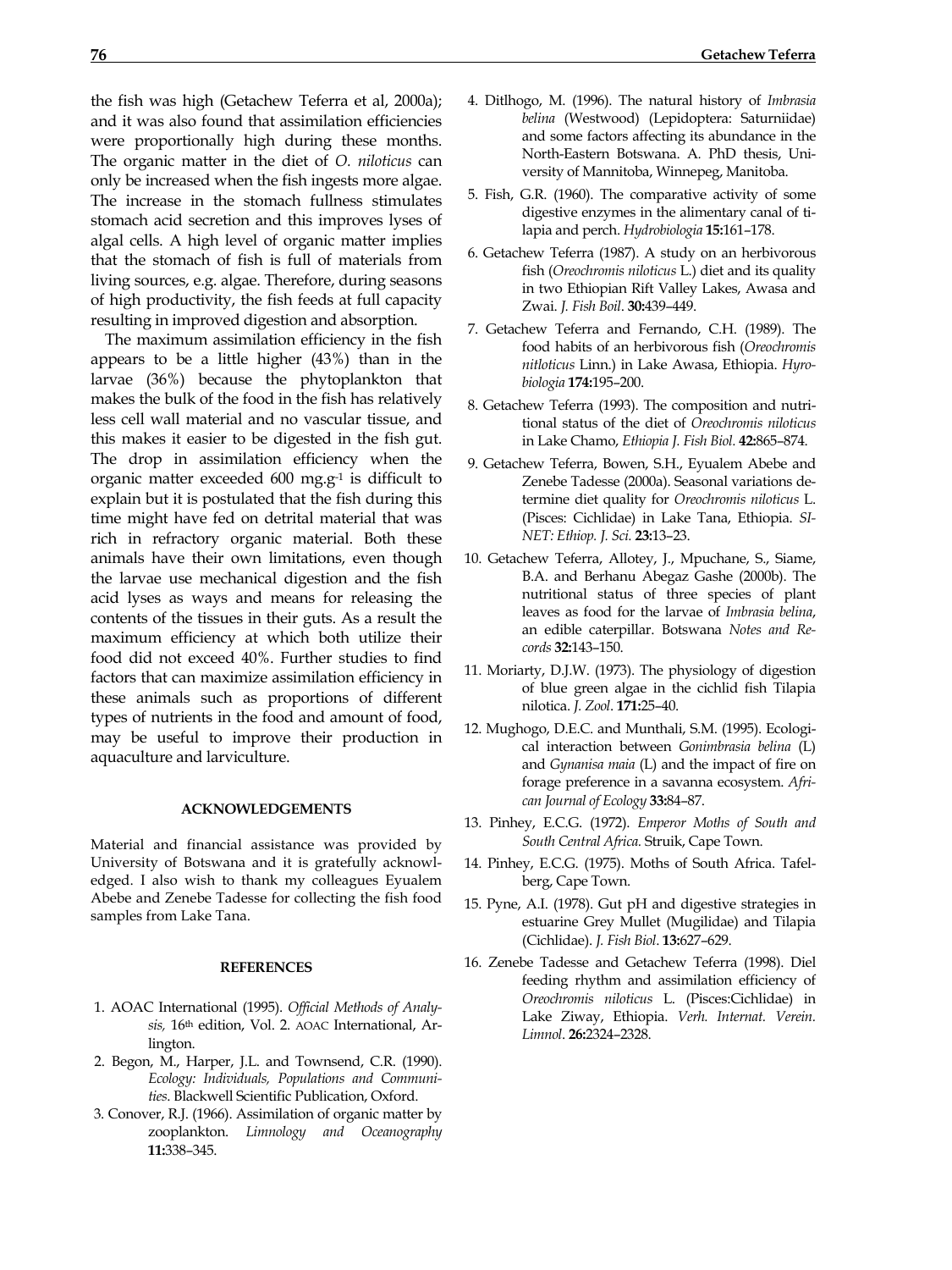the fish was high (Getachew Teferra et al, 2000a); and it was also found that assimilation efficiencies were proportionally high during these months. The organic matter in the diet of *O. niloticus* can only be increased when the fish ingests more algae. The increase in the stomach fullness stimulates stomach acid secretion and this improves lyses of algal cells. A high level of organic matter implies that the stomach of fish is full of materials from living sources, e.g. algae. Therefore, during seasons of high productivity, the fish feeds at full capacity resulting in improved digestion and absorption.

The maximum assimilation efficiency in the fish appears to be a little higher (43%) than in the larvae (36%) because the phytoplankton that makes the bulk of the food in the fish has relatively less cell wall material and no vascular tissue, and this makes it easier to be digested in the fish gut. The drop in assimilation efficiency when the organic matter exceeded 600 $mg.g^{-1}$ is difficult to explain but it is postulated that the fish during this time might have fed on detrital material that was rich in refractory organic material. Both these animals have their own limitations, even though the larvae use mechanical digestion and the fish acid lyses as ways and means for releasing the contents of the tissues in their guts. As a result the maximum efficiency at which both utilize their food did not exceed 40%. Further studies to find factors that can maximize assimilation efficiency in these animals such as proportions of different types of nutrients in the food and amount of food, may be useful to improve their production in aquaculture and larviculture.

## ACKNOWLEDGEMENTS

Material and financial assistance was provided by University of Botswana and it is gratefully acknowledged. I also wish to thank my colleagues Eyualem Abebe and Zenebe Tadesse for collecting the fish food samples from Lake Tana.

## REFERENCES

1. AOAC International (1995). *Official Methods of Analysis,* 16th edition, Vol. 2. AOAC International, Arlington.
2. Begon, M., Harper, J.L. and Townsend, C.R. (1990). *Ecology: Individuals, Populations and Communities*. Blackwell Scientific Publication, Oxford.
3. Conover, R.J. (1966). Assimilation of organic matter by zooplankton. *Limnology and Oceanography* **11:**338–345.
4. Ditlhogo, M. (1996). The natural history of *Imbrasia belina* (Westwood) (Lepidoptera: Saturniidae) and some factors affecting its abundance in the North-Eastern Botswana. A. PhD thesis, University of Mannitoba, Winnepeg, Manitoba.
5. Fish, G.R. (1960). The comparative activity of some digestive enzymes in the alimentary canal of tilapia and perch. *Hydrobiologia* **15:**161–178.
6. Getachew Teferra (1987). A study on an herbivorous fish (*Oreochromis niloticus* L.) diet and its quality in two Ethiopian Rift Valley Lakes, Awasa and Zwai. *J. Fish Boil*. **30:**439–449.
7. Getachew Teferra and Fernando, C.H. (1989). The food habits of an herbivorous fish (*Oreochromis nitloticus* Linn.) in Lake Awasa, Ethiopia. *Hyrobiologia* **174:**195–200.
8. Getachew Teferra (1993). The composition and nutritional status of the diet of *Oreochromis niloticus* in Lake Chamo, *Ethiopia J. Fish Biol.* **42:**865–874.
9. Getachew Teferra, Bowen, S.H., Eyualem Abebe and Zenebe Tadesse (2000a). Seasonal variations determine diet quality for *Oreochromis niloticus* L. (Pisces: Cichlidae) in Lake Tana, Ethiopia. *SINET: Ethiop. J. Sci.* **23:**13–23.
10. Getachew Teferra, Allotey, J., Mpuchane, S., Siame, B.A. and Berhanu Abegaz Gashe (2000b). The nutritional status of three species of plant leaves as food for the larvae of *Imbrasia belina*, an edible caterpillar. Botswana *Notes and Records* **32:**143–150.
11. Moriarty, D.J.W. (1973). The physiology of digestion of blue green algae in the cichlid fish Tilapia nilotica. *J. Zool*. **171:**25–40.
12. Mughogo, D.E.C. and Munthali, S.M. (1995). Ecological interaction between *Gonimbrasia belina* (L) and *Gynanisa maia* (L) and the impact of fire on forage preference in a savanna ecosystem. *African Journal of Ecology* **33:**84–87.
13. Pinhey, E.C.G. (1972). *Emperor Moths of South and South Central Africa.* Struik, Cape Town.
14. Pinhey, E.C.G. (1975). Moths of South Africa. Tafelberg, Cape Town.
15. Pyne, A.I. (1978). Gut pH and digestive strategies in estuarine Grey Mullet (Mugilidae) and Tilapia (Cichlidae). *J. Fish Biol*. **13:**627–629.
16. Zenebe Tadesse and Getachew Teferra (1998). Diel feeding rhythm and assimilation efficiency of *Oreochromis niloticus* L. (Pisces:Cichlidae) in Lake Ziway, Ethiopia. *Verh. Internat. Verein. Limnol*. **26:**2324–2328.